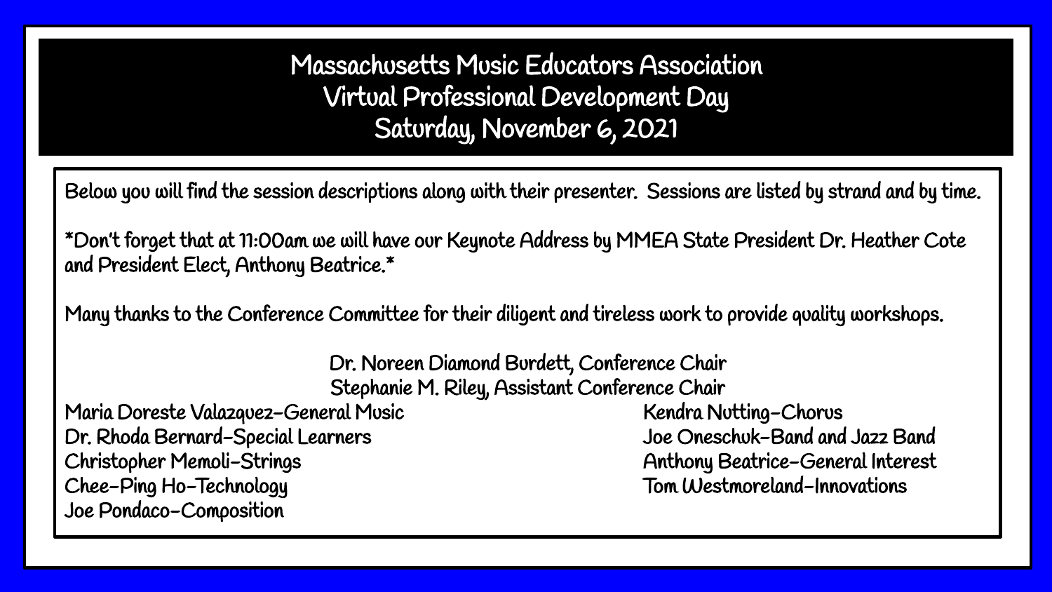# Massachusetts Music Educators Association
# Virtual Professional Development Day
# Saturday, November 6, 2021

Below you will find the session descriptions along with their presenter. Sessions are listed by strand and by time.

*Don't forget that at 11:00am we will have our Keynote Address by MMEA State President Dr. Heather Cote and President Elect, Anthony Beatrice.*

Many thanks to the Conference Committee for their diligent and tireless work to provide quality workshops.

Dr. Noreen Diamond Burdett, Conference Chair
Stephanie M. Riley, Assistant Conference Chair

Maria Doreste Valazquez-General Music
Dr. Rhoda Bernard-Special Learners
Christopher Memoli-Strings
Chee-Ping Ho-Technology
Joe Pondaco-Composition
Kendra Nutting-Chorus
Joe Oneschuk-Band and Jazz Band
Anthony Beatrice-General Interest
Tom Westmoreland-Innovations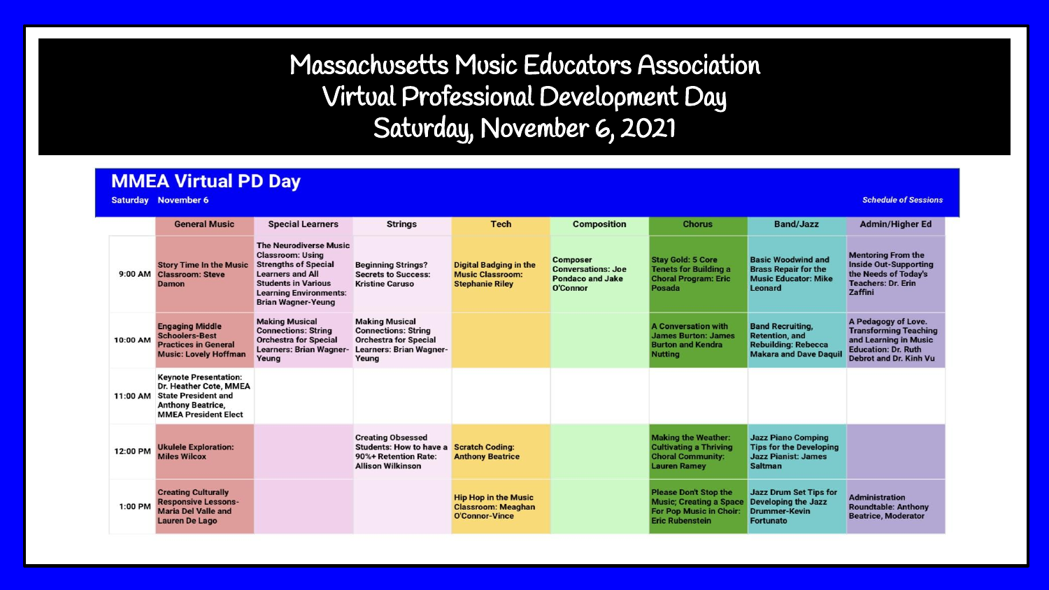# Massachusetts Music Educators Association Virtual Professional Development Day Saturday, November 6, 2021

## MMEA Virtual PD Day

Saturday November 6

*Schedule of Sessions*

| | General Music | Special Learners | Strings | Tech | Composition | Chorus | Band/Jazz | Admin/Higher Ed |
|---|---|---|---|---|---|---|---|---|
| 9:00 AM | Story Time In the Music Classroom: Steve Damon | The Neurodiverse Music Classroom: Using Strengths of Special Learners and All Students in Various Learning Environments: Brian Wagner-Yeung | Beginning Strings? Secrets to Success: Kristine Caruso | Digital Badging in the Music Classroom: Stephanie Riley | Composer Conversations: Joe Pondaco and Jake O'Connor | Stay Gold: 5 Core Tenets for Building a Choral Program: Eric Posada | Basic Woodwind and Brass Repair for the Music Educator: Mike Leonard | Mentoring From the Inside Out-Supporting the Needs of Today's Teachers: Dr. Erin Zaffini |
| 10:00 AM | Engaging Middle Schoolers-Best Practices in General Music: Lovely Hoffman | Making Musical Connections: String Orchestra for Special Learners: Brian Wagner-Yeung | Making Musical Connections: String Orchestra for Special Learners: Brian Wagner-Yeung | | | A Conversation with James Burton: James Burton and Kendra Nutting | Band Recruiting, Retention, and Rebuilding: Rebecca Makara and Dave Daquil | A Pedagogy of Love. Transforming Teaching and Learning in Music Education: Dr. Ruth Debrot and Dr. Kinh Vu |
| 11:00 AM | Keynote Presentation: Dr. Heather Cote, MMEA State President and Anthony Beatrice, MMEA President Elect | | | | | | | |
| 12:00 PM | Ukulele Exploration: Miles Wilcox | | Creating Obsessed Students: How to have a 90%+ Retention Rate: Allison Wilkinson | Scratch Coding: Anthony Beatrice | | Making the Weather: Cultivating a Thriving Choral Community: Lauren Ramey | Jazz Piano Comping Tips for the Developing Jazz Pianist: James Saltman | |
| 1:00 PM | Creating Culturally Responsive Lessons-Maria Del Valle and Lauren De Lago | | | Hip Hop in the Music Classroom: Meaghan O'Connor-Vince | | Please Don't Stop the Music; Creating a Space For Pop Music in Choir: Eric Rubenstein | Jazz Drum Set Tips for Developing the Jazz Drummer-Kevin Fortunato | Administration Roundtable: Anthony Beatrice, Moderator |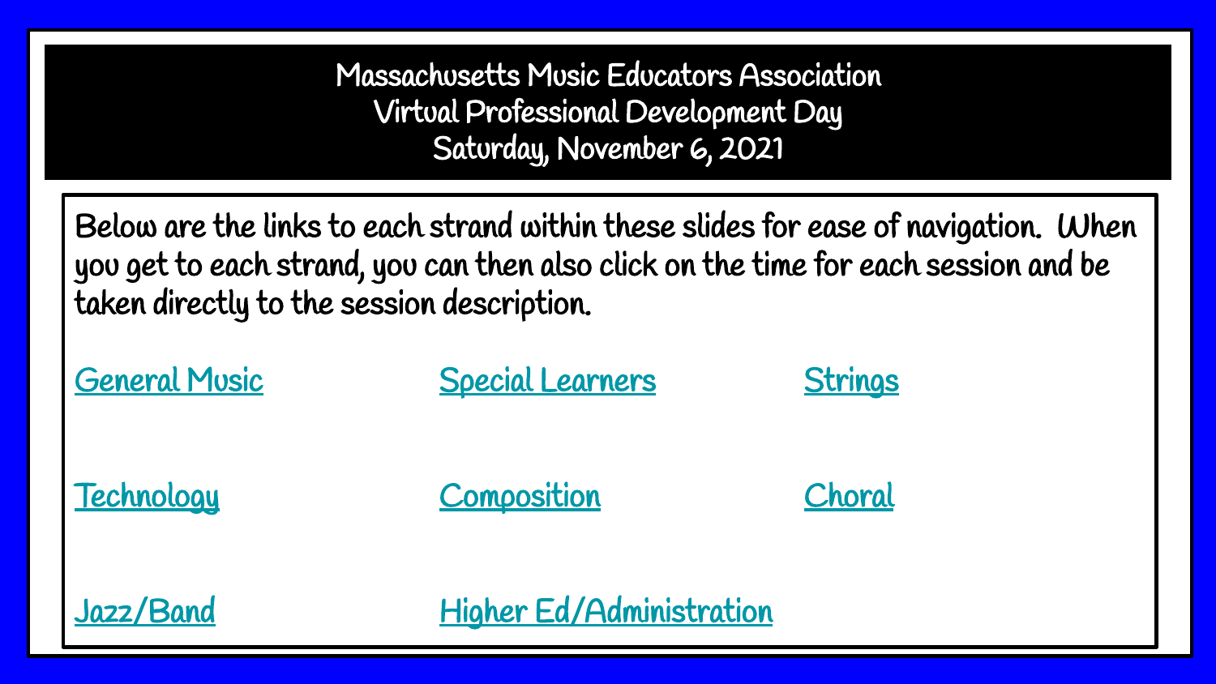# Massachusetts Music Educators Association
# Virtual Professional Development Day
# Saturday, November 6, 2021

Below are the links to each strand within these slides for ease of navigation. When you get to each strand, you can then also click on the time for each session and be taken directly to the session description.

- General Music
- Special Learners
- Strings
- Technology
- Composition
- Choral
- Jazz/Band
- Higher Ed/Administration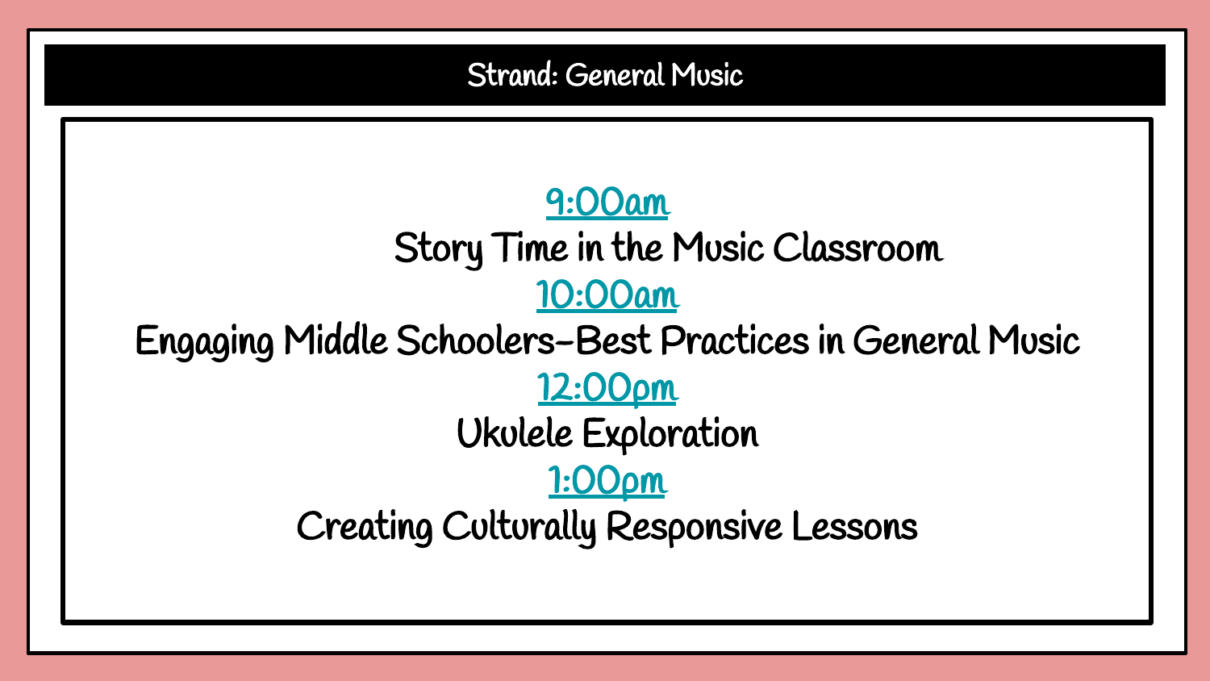## Strand: General Music

9:00am

Story Time in the Music Classroom

10:00am

Engaging Middle Schoolers-Best Practices in General Music

12:00pm

Ukulele Exploration

1:00pm

Creating Culturally Responsive Lessons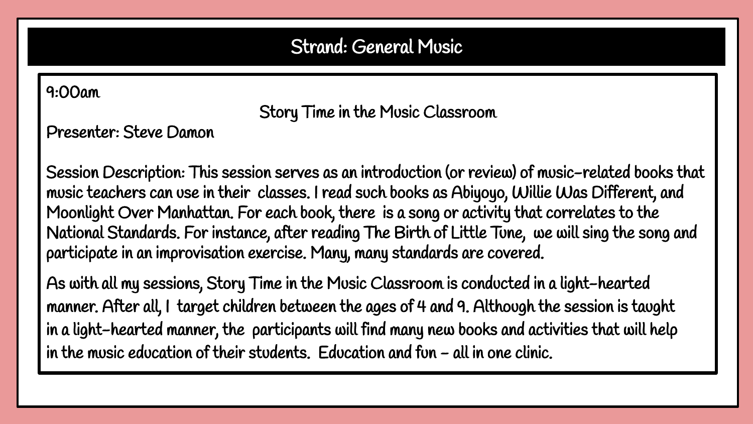## Strand: General Music

9:00am

### Story Time in the Music Classroom

Presenter: Steve Damon

Session Description: This session serves as an introduction (or review) of music-related books that music teachers can use in their classes. I read such books as Abiyoyo, Willie Was Different, and Moonlight Over Manhattan. For each book, there is a song or activity that correlates to the National Standards. For instance, after reading The Birth of Little Tune, we will sing the song and participate in an improvisation exercise. Many, many standards are covered.

As with all my sessions, Story Time in the Music Classroom is conducted in a light-hearted manner. After all, I target children between the ages of 4 and 9. Although the session is taught in a light-hearted manner, the participants will find many new books and activities that will help in the music education of their students. Education and fun – all in one clinic.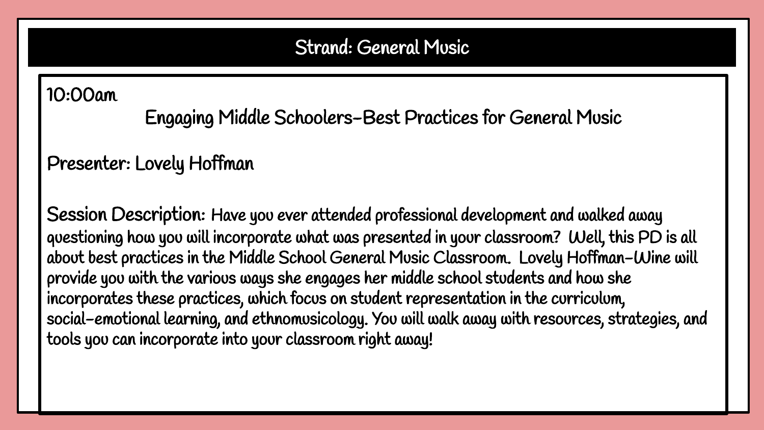## Strand: General Music

10:00am

### Engaging Middle Schoolers-Best Practices for General Music

Presenter: Lovely Hoffman

**Session Description:** Have you ever attended professional development and walked away questioning how you will incorporate what was presented in your classroom? Well, this PD is all about best practices in the Middle School General Music Classroom. Lovely Hoffman-Wine will provide you with the various ways she engages her middle school students and how she incorporates these practices, which focus on student representation in the curriculum, social-emotional learning, and ethnomusicology. You will walk away with resources, strategies, and tools you can incorporate into your classroom right away!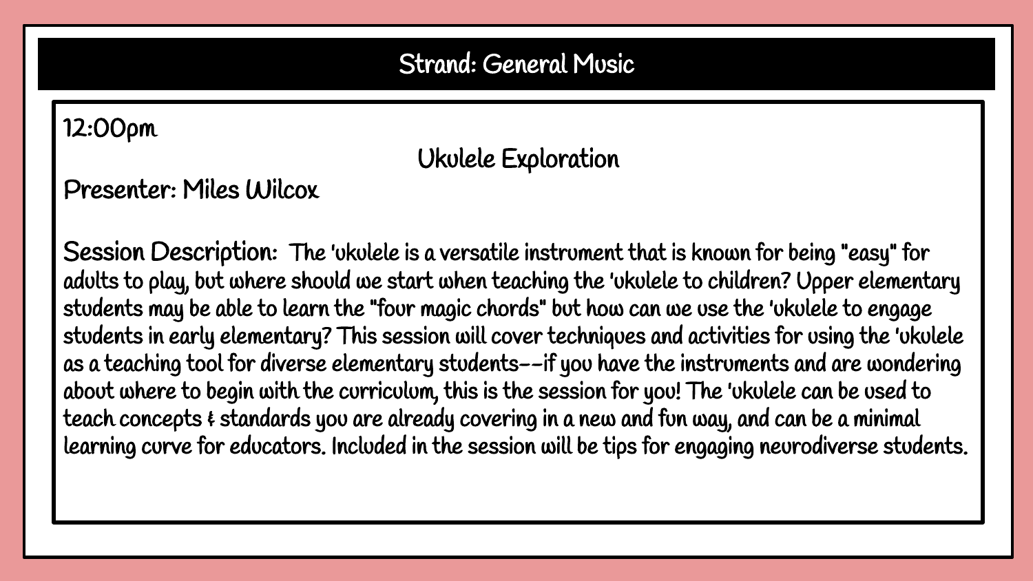## Strand: General Music

12:00pm

### Ukulele Exploration

Presenter: Miles Wilcox

**Session Description:** The 'ukulele is a versatile instrument that is known for being "easy" for adults to play, but where should we start when teaching the 'ukulele to children? Upper elementary students may be able to learn the "four magic chords" but how can we use the 'ukulele to engage students in early elementary? This session will cover techniques and activities for using the 'ukulele as a teaching tool for diverse elementary students--if you have the instruments and are wondering about where to begin with the curriculum, this is the session for you! The 'ukulele can be used to teach concepts & standards you are already covering in a new and fun way, and can be a minimal learning curve for educators. Included in the session will be tips for engaging neurodiverse students.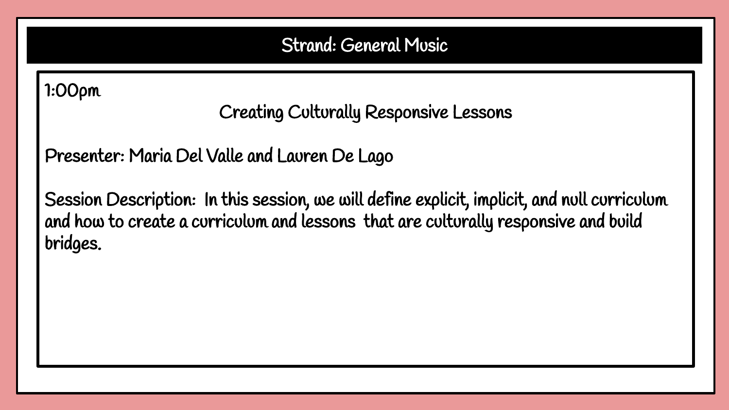## Strand: General Music

1:00pm

### Creating Culturally Responsive Lessons

Presenter: Maria Del Valle and Lauren De Lago

Session Description: In this session, we will define explicit, implicit, and null curriculum and how to create a curriculum and lessons that are culturally responsive and build bridges.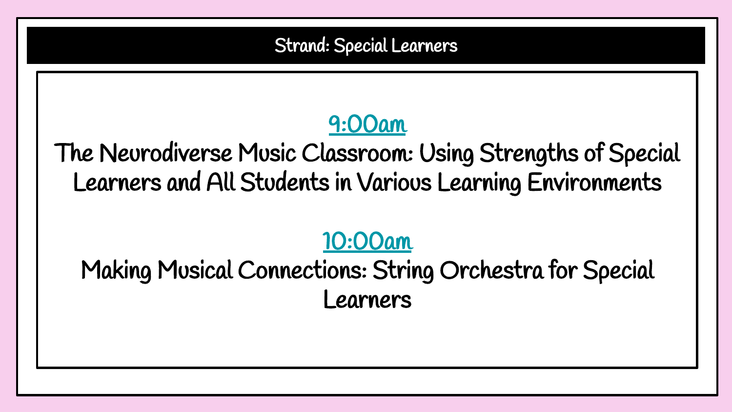## Strand: Special Learners

**9:00am**

The Neurodiverse Music Classroom: Using Strengths of Special Learners and All Students in Various Learning Environments

**10:00am**

Making Musical Connections: String Orchestra for Special Learners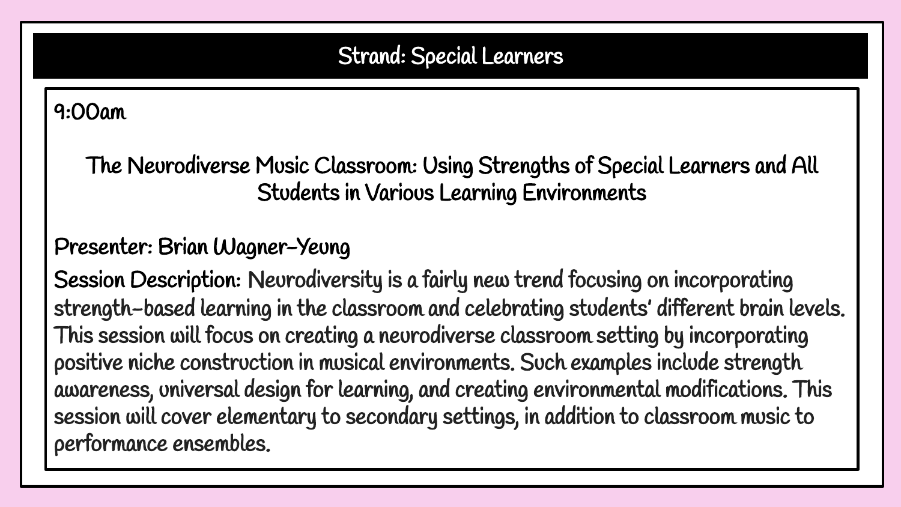## Strand: Special Learners

9:00am

### The Neurodiverse Music Classroom: Using Strengths of Special Learners and All Students in Various Learning Environments

**Presenter:** Brian Wagner-Yeung

**Session Description:** Neurodiversity is a fairly new trend focusing on incorporating strength-based learning in the classroom and celebrating students' different brain levels. This session will focus on creating a neurodiverse classroom setting by incorporating positive niche construction in musical environments. Such examples include strength awareness, universal design for learning, and creating environmental modifications. This session will cover elementary to secondary settings, in addition to classroom music to performance ensembles.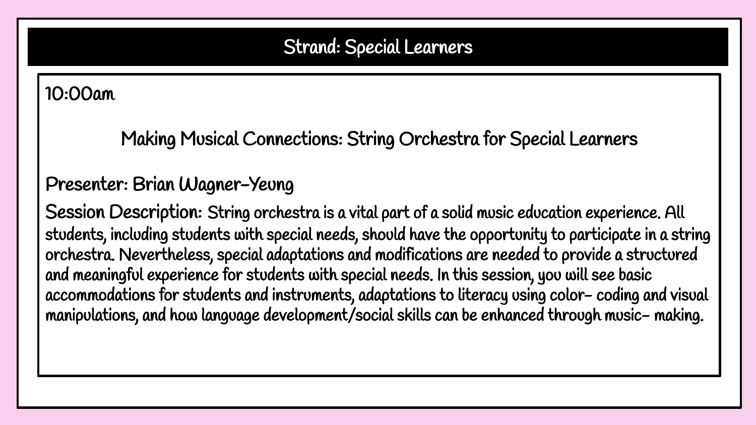# Strand: Special Learners

10:00am

## Making Musical Connections: String Orchestra for Special Learners

**Presenter:** Brian Wagner-Yeung

**Session Description:** String orchestra is a vital part of a solid music education experience. All students, including students with special needs, should have the opportunity to participate in a string orchestra. Nevertheless, special adaptations and modifications are needed to provide a structured and meaningful experience for students with special needs. In this session, you will see basic accommodations for students and instruments, adaptations to literacy using color- coding and visual manipulations, and how language development/social skills can be enhanced through music- making.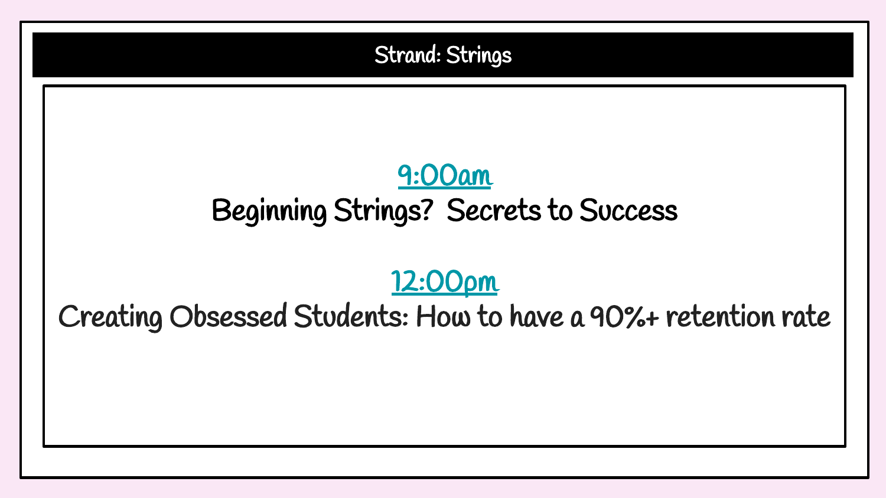# Strand: Strings

**9:00am**

**Beginning Strings? Secrets to Success**

**12:00pm**

**Creating Obsessed Students: How to have a 90%+ retention rate**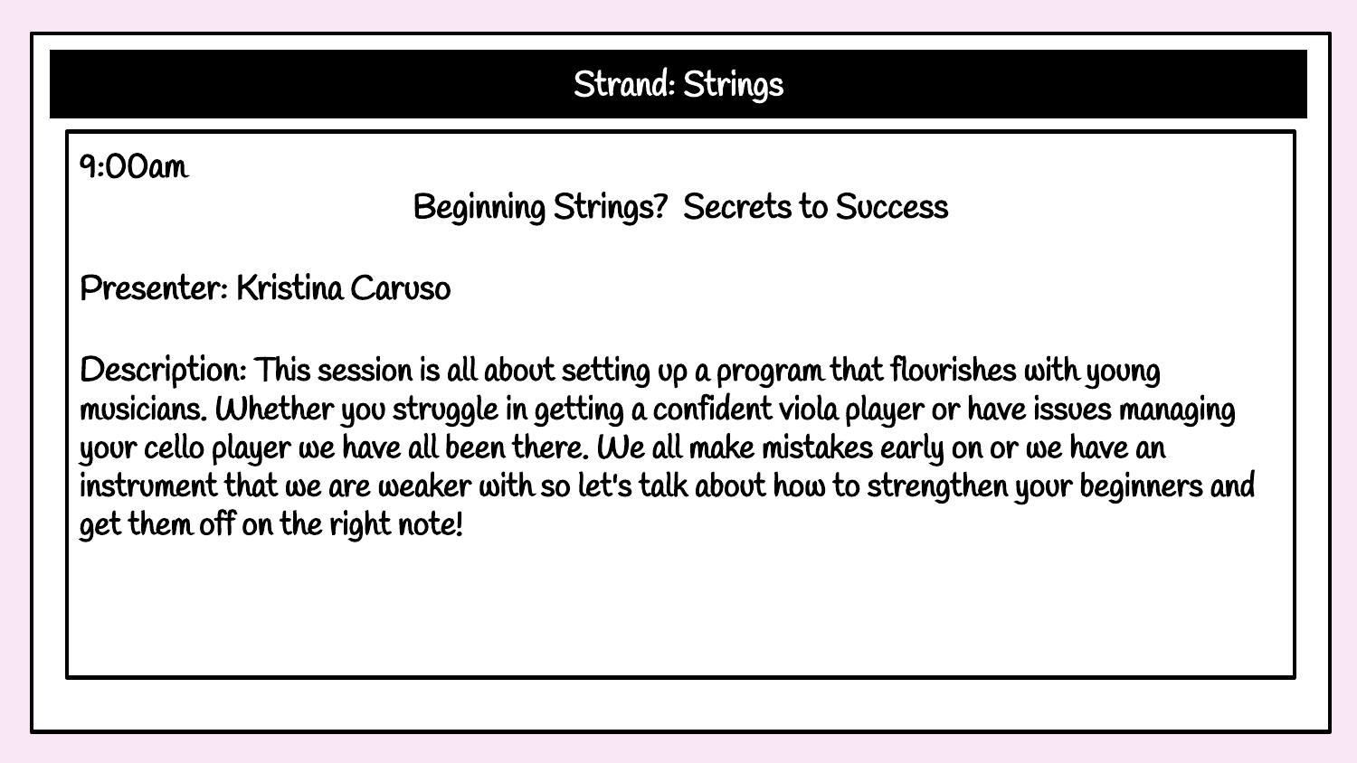## Strand: Strings

9:00am

### Beginning Strings? Secrets to Success

Presenter: Kristina Caruso

Description: This session is all about setting up a program that flourishes with young musicians. Whether you struggle in getting a confident viola player or have issues managing your cello player we have all been there. We all make mistakes early on or we have an instrument that we are weaker with so let's talk about how to strengthen your beginners and get them off on the right note!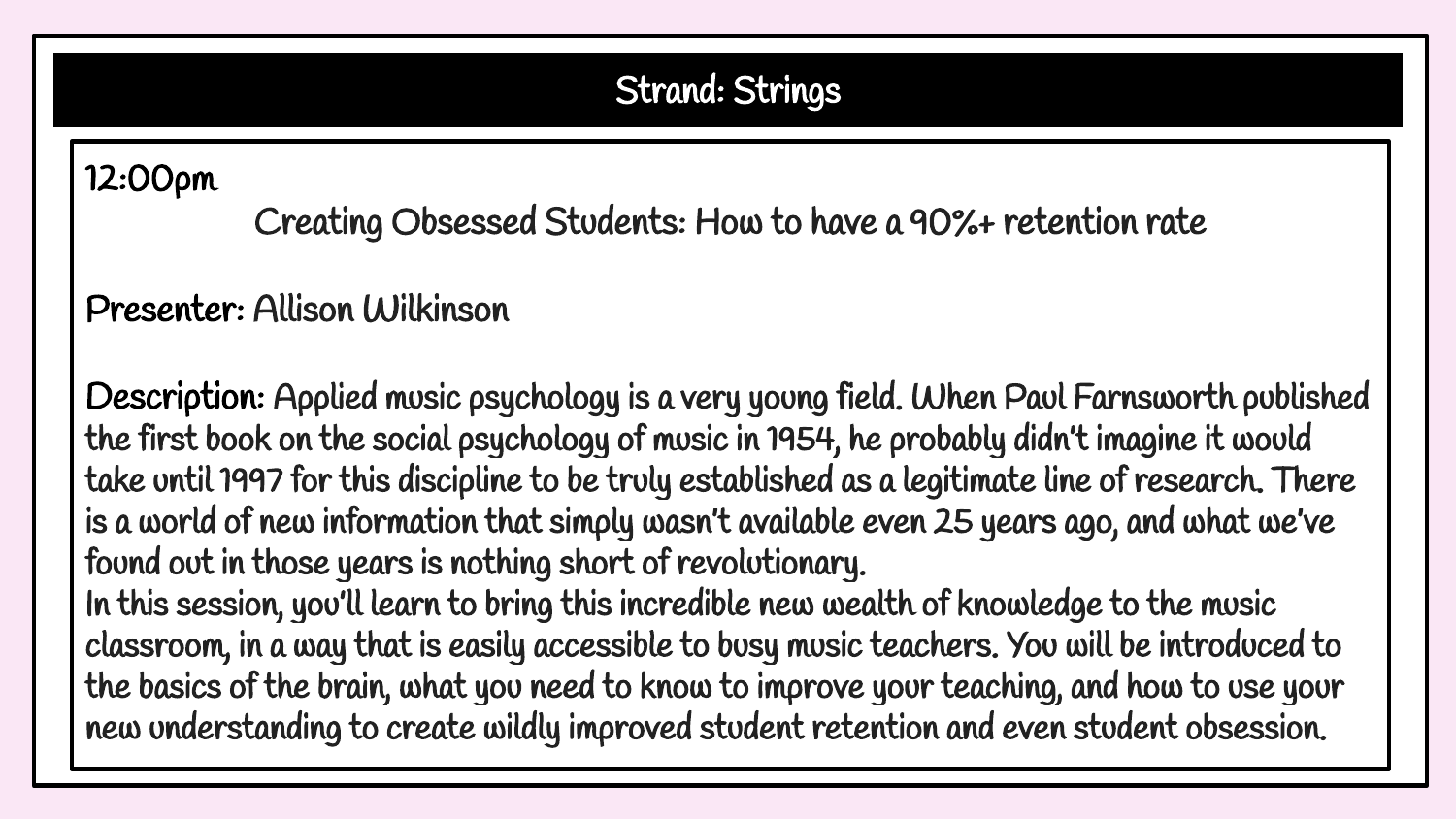## Strand: Strings

12:00pm

### Creating Obsessed Students: How to have a 90%+ retention rate

**Presenter:** Allison Wilkinson

**Description:** Applied music psychology is a very young field. When Paul Farnsworth published the first book on the social psychology of music in 1954, he probably didn't imagine it would take until 1997 for this discipline to be truly established as a legitimate line of research. There is a world of new information that simply wasn't available even 25 years ago, and what we've found out in those years is nothing short of revolutionary.

In this session, you'll learn to bring this incredible new wealth of knowledge to the music classroom, in a way that is easily accessible to busy music teachers. You will be introduced to the basics of the brain, what you need to know to improve your teaching, and how to use your new understanding to create wildly improved student retention and even student obsession.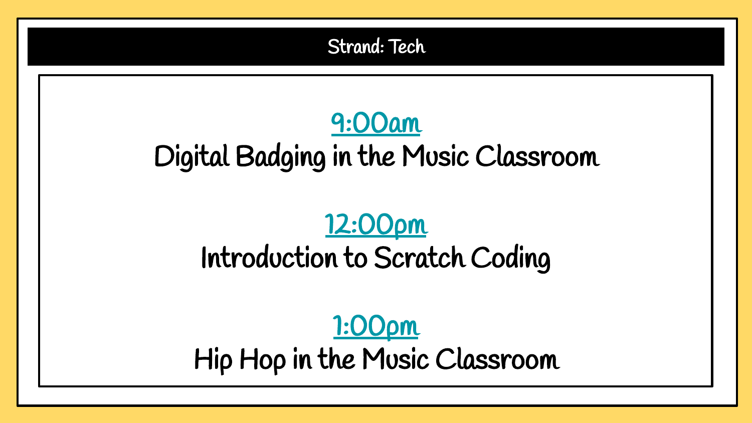## Strand: Tech

**9:00am**

Digital Badging in the Music Classroom

**12:00pm**

Introduction to Scratch Coding

**1:00pm**

Hip Hop in the Music Classroom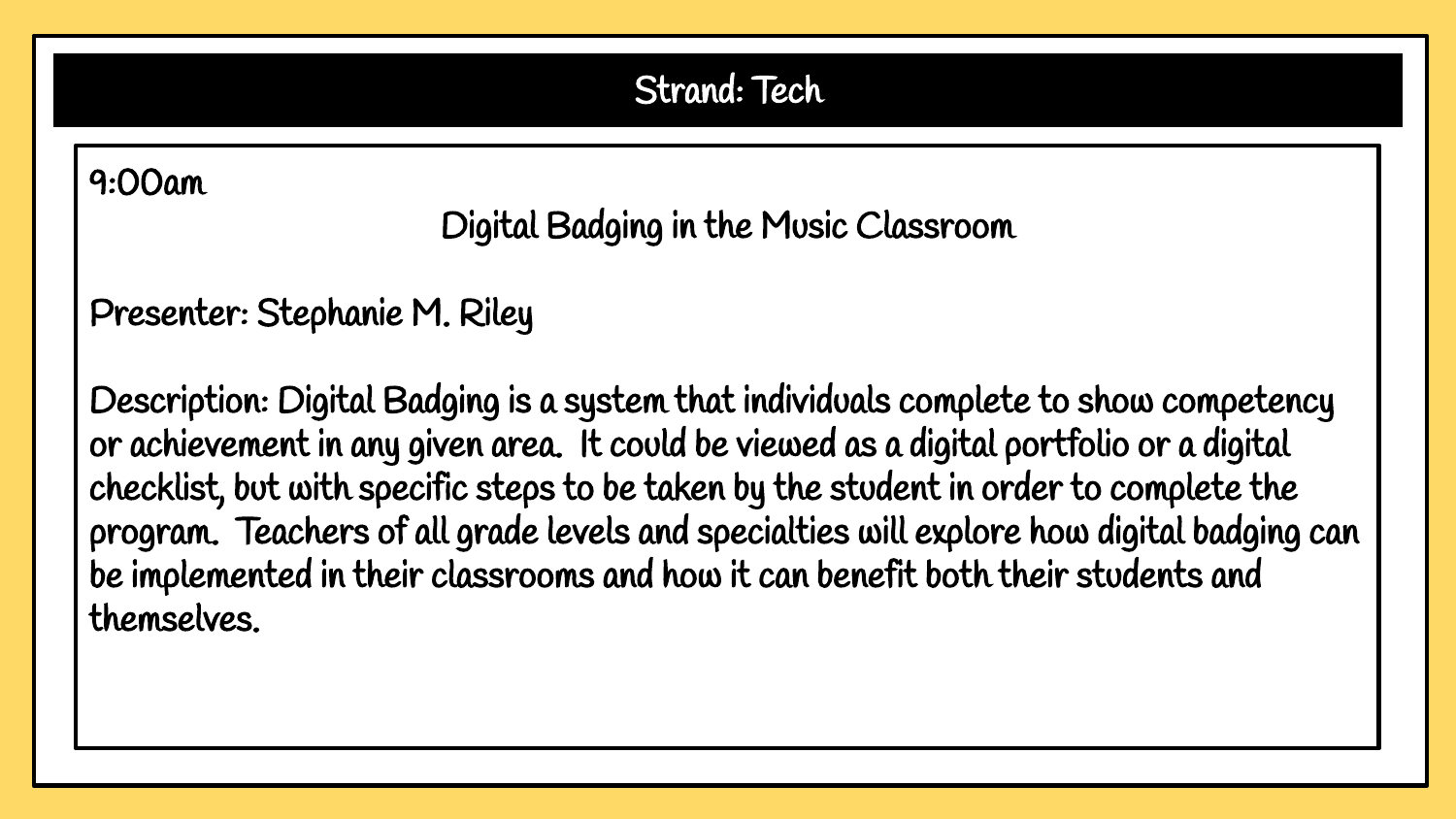# Strand: Tech

9:00am

## Digital Badging in the Music Classroom

Presenter: Stephanie M. Riley

Description: Digital Badging is a system that individuals complete to show competency or achievement in any given area. It could be viewed as a digital portfolio or a digital checklist, but with specific steps to be taken by the student in order to complete the program. Teachers of all grade levels and specialties will explore how digital badging can be implemented in their classrooms and how it can benefit both their students and themselves.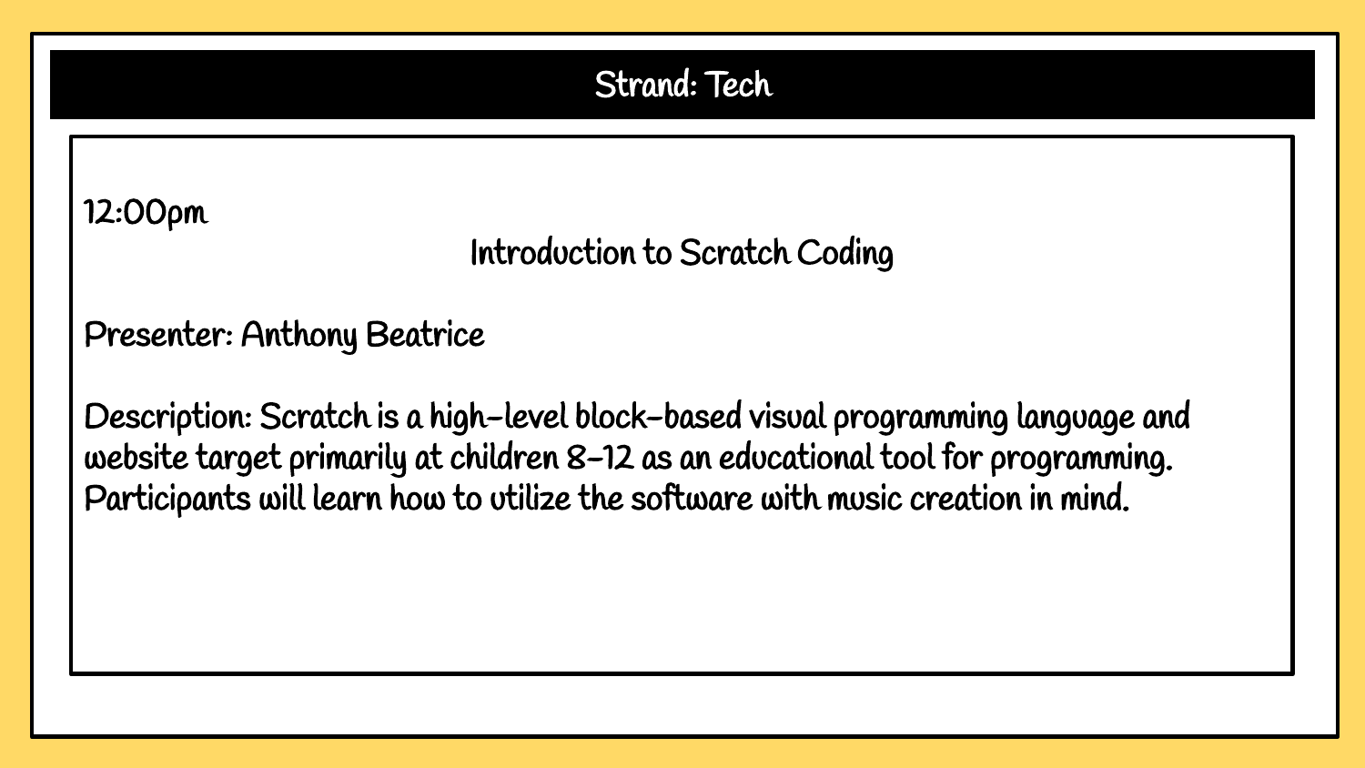## Strand: Tech

12:00pm

### Introduction to Scratch Coding

Presenter: Anthony Beatrice

Description: Scratch is a high-level block-based visual programming language and website target primarily at children 8-12 as an educational tool for programming. Participants will learn how to utilize the software with music creation in mind.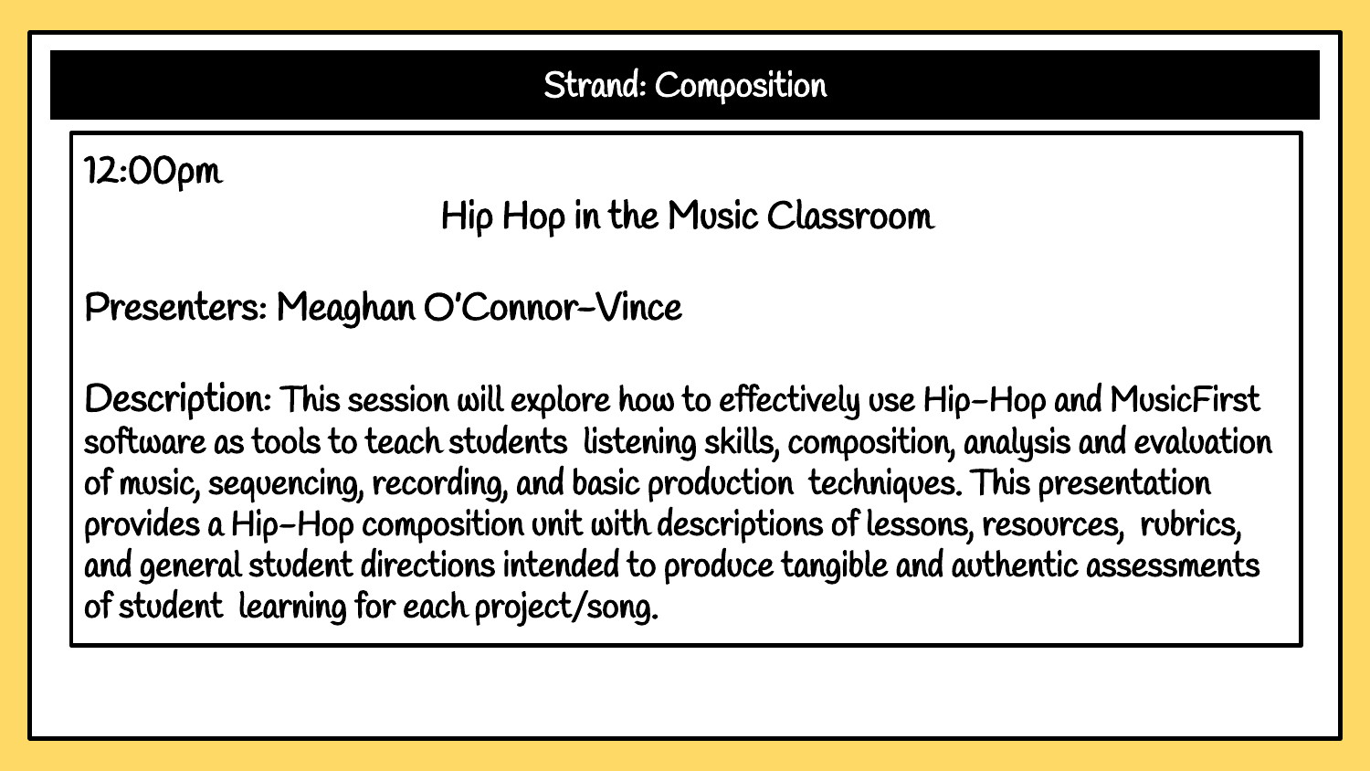## Strand: Composition

12:00pm

### Hip Hop in the Music Classroom

Presenters: Meaghan O'Connor-Vince

Description: This session will explore how to effectively use Hip-Hop and MusicFirst software as tools to teach students listening skills, composition, analysis and evaluation of music, sequencing, recording, and basic production techniques. This presentation provides a Hip-Hop composition unit with descriptions of lessons, resources, rubrics, and general student directions intended to produce tangible and authentic assessments of student learning for each project/song.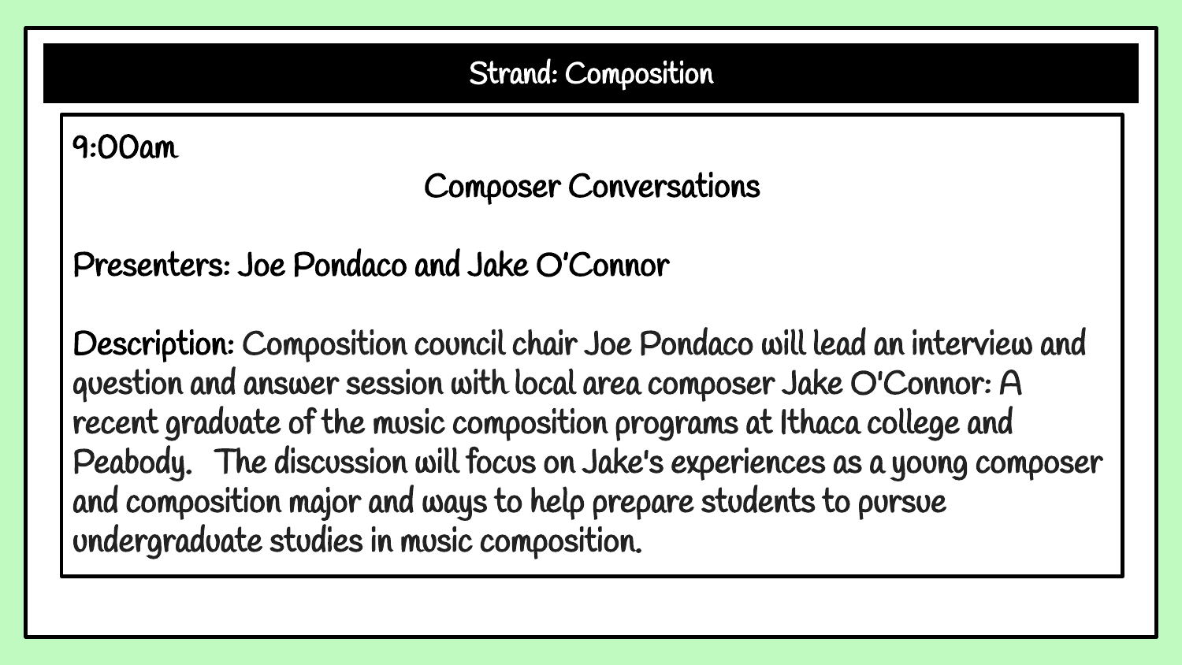## Strand: Composition

9:00am

### Composer Conversations

**Presenters:** Joe Pondaco and Jake O'Connor

**Description:** Composition council chair Joe Pondaco will lead an interview and question and answer session with local area composer Jake O'Connor: A recent graduate of the music composition programs at Ithaca college and Peabody. The discussion will focus on Jake's experiences as a young composer and composition major and ways to help prepare students to pursue undergraduate studies in music composition.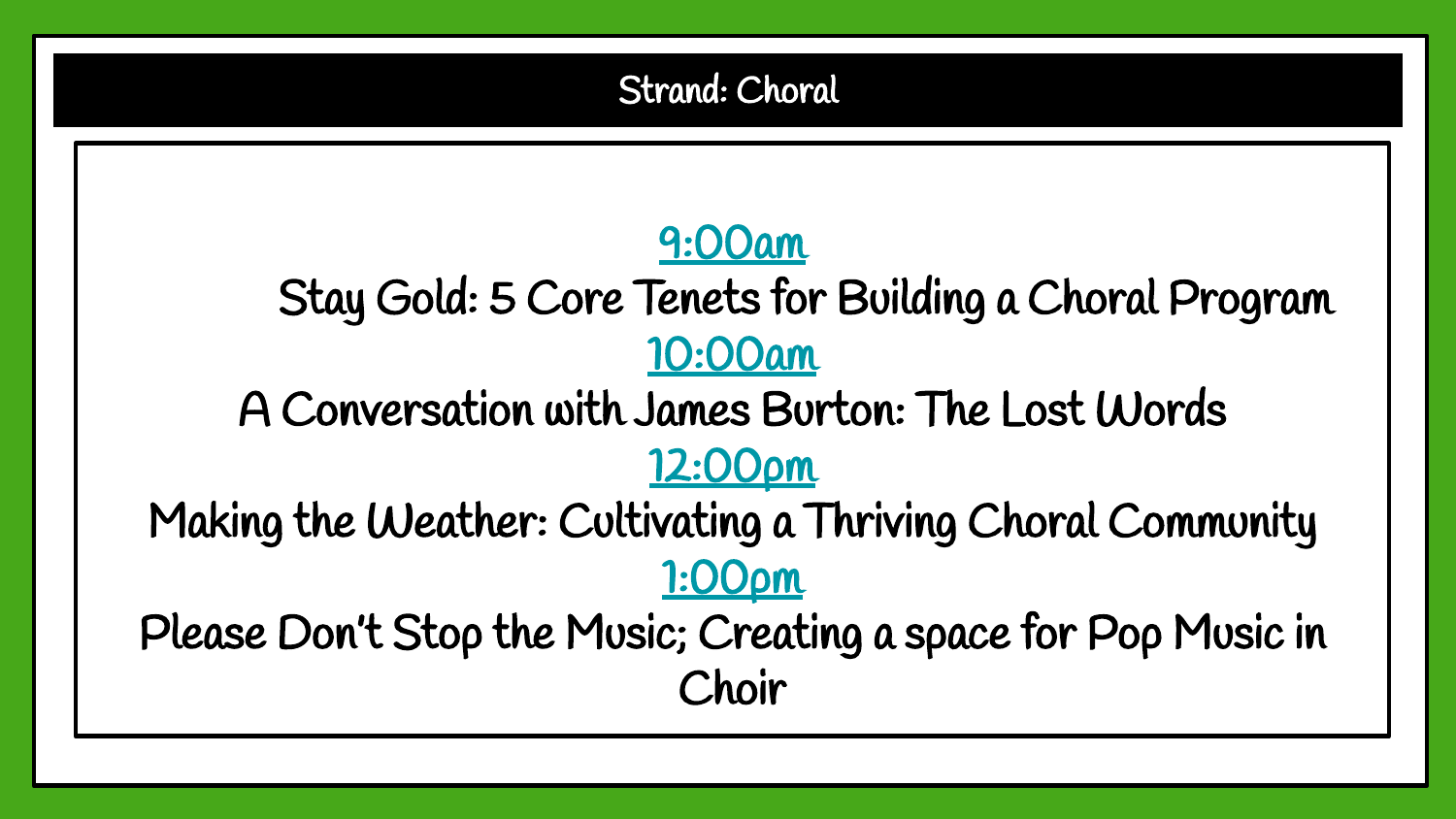# Strand: Choral

9:00am

Stay Gold: 5 Core Tenets for Building a Choral Program

10:00am

A Conversation with James Burton: The Lost Words

12:00pm

Making the Weather: Cultivating a Thriving Choral Community

1:00pm

Please Don't Stop the Music; Creating a space for Pop Music in Choir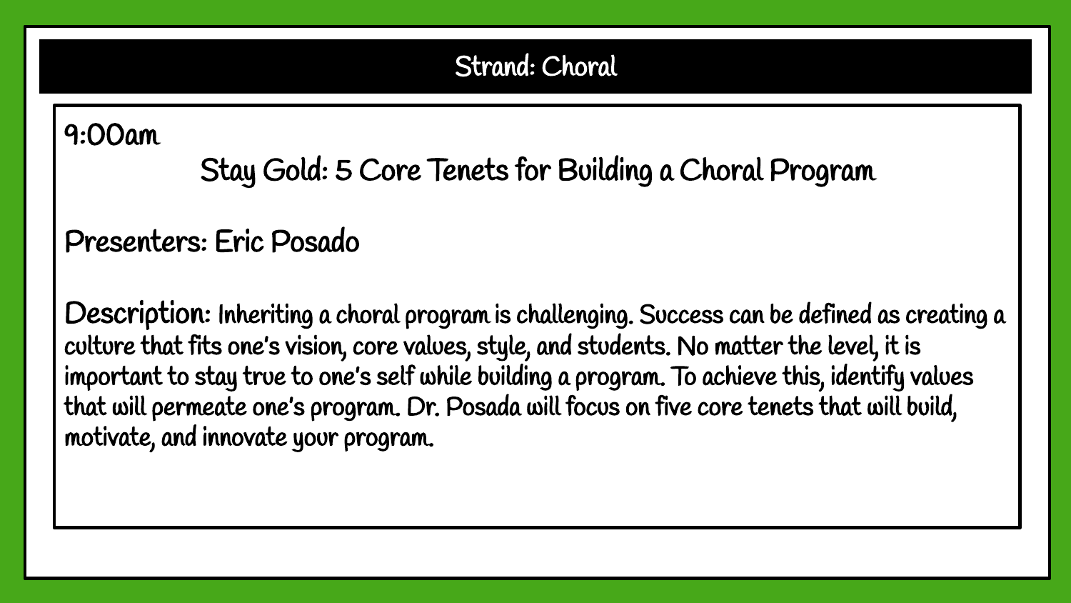## Strand: Choral

9:00am

### Stay Gold: 5 Core Tenets for Building a Choral Program

Presenters: Eric Posado

Description: Inheriting a choral program is challenging. Success can be defined as creating a culture that fits one's vision, core values, style, and students. No matter the level, it is important to stay true to one's self while building a program. To achieve this, identify values that will permeate one's program. Dr. Posada will focus on five core tenets that will build, motivate, and innovate your program.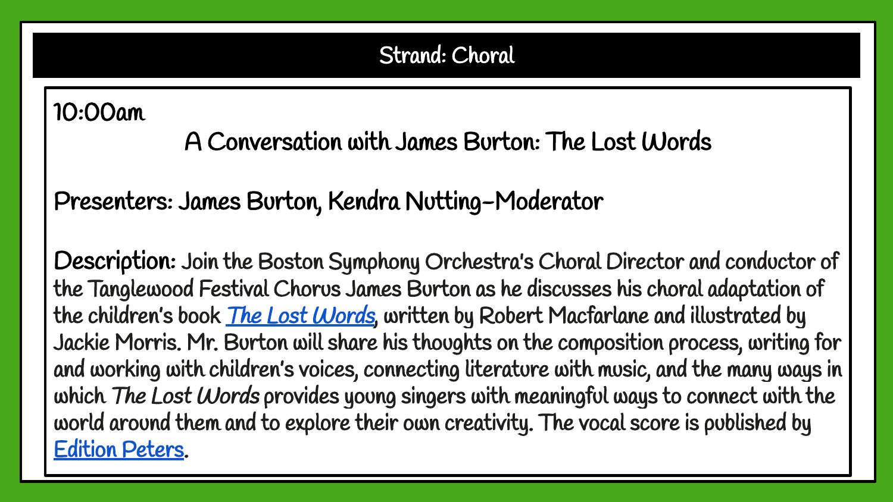## Strand: Choral

10:00am

### A Conversation with James Burton: The Lost Words

**Presenters: James Burton, Kendra Nutting-Moderator**

**Description:** Join the Boston Symphony Orchestra's Choral Director and conductor of the Tanglewood Festival Chorus James Burton as he discusses his choral adaptation of the children's book *The Lost Words*, written by Robert Macfarlane and illustrated by Jackie Morris. Mr. Burton will share his thoughts on the composition process, writing for and working with children's voices, connecting literature with music, and the many ways in which *The Lost Words* provides young singers with meaningful ways to connect with the world around them and to explore their own creativity. The vocal score is published by Edition Peters.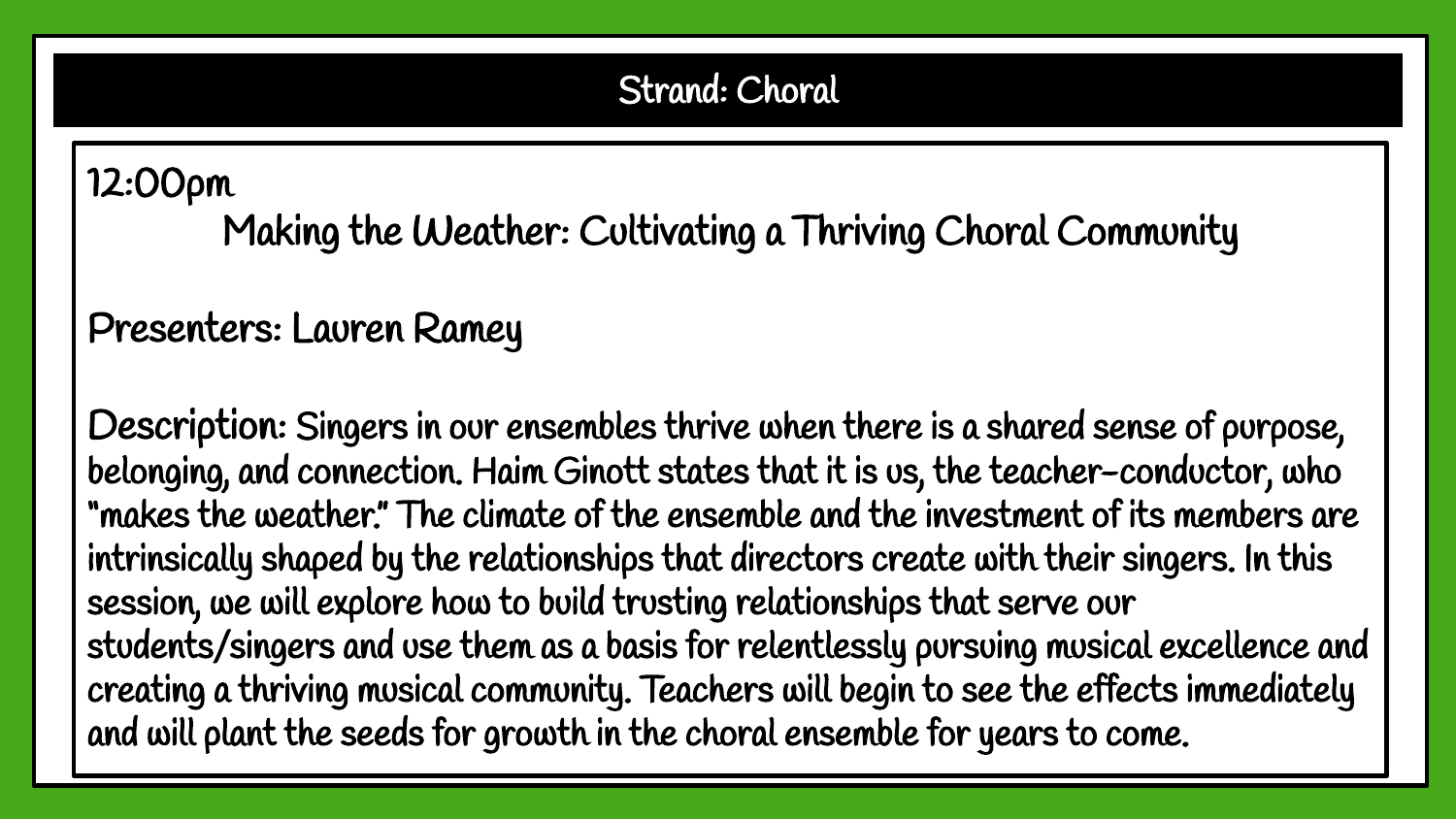# Strand: Choral

12:00pm

## Making the Weather: Cultivating a Thriving Choral Community

Presenters: Lauren Ramey

Description: Singers in our ensembles thrive when there is a shared sense of purpose, belonging, and connection. Haim Ginott states that it is us, the teacher-conductor, who "makes the weather." The climate of the ensemble and the investment of its members are intrinsically shaped by the relationships that directors create with their singers. In this session, we will explore how to build trusting relationships that serve our students/singers and use them as a basis for relentlessly pursuing musical excellence and creating a thriving musical community. Teachers will begin to see the effects immediately and will plant the seeds for growth in the choral ensemble for years to come.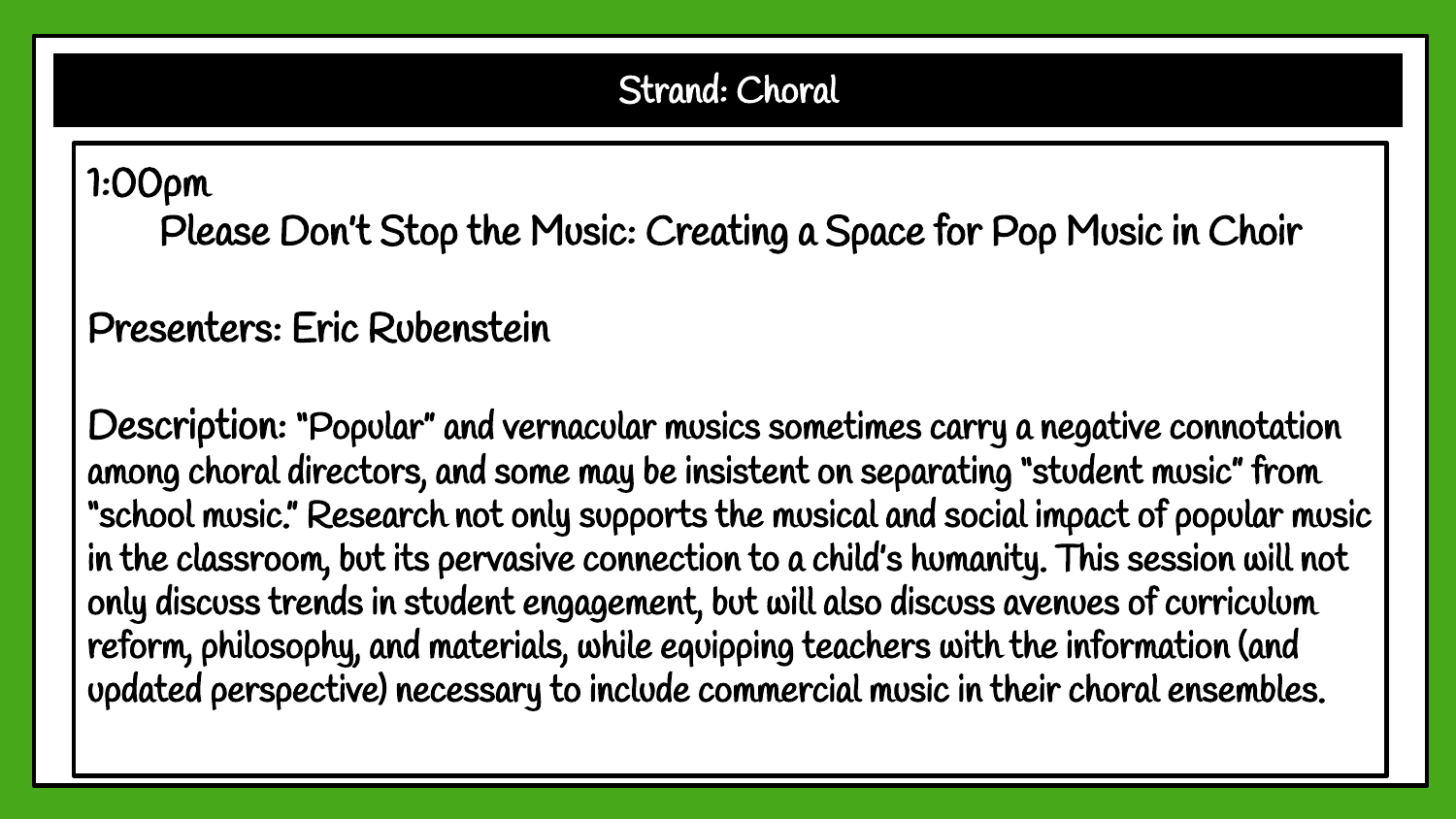## Strand: Choral

1:00pm

Please Don't Stop the Music: Creating a Space for Pop Music in Choir

Presenters: Eric Rubenstein

Description: "Popular" and vernacular musics sometimes carry a negative connotation among choral directors, and some may be insistent on separating "student music" from "school music." Research not only supports the musical and social impact of popular music in the classroom, but its pervasive connection to a child's humanity. This session will not only discuss trends in student engagement, but will also discuss avenues of curriculum reform, philosophy, and materials, while equipping teachers with the information (and updated perspective) necessary to include commercial music in their choral ensembles.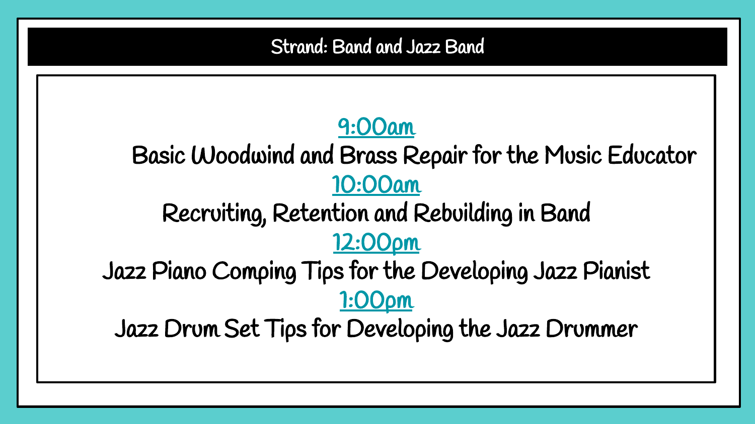# Strand: Band and Jazz Band

**9:00am**

Basic Woodwind and Brass Repair for the Music Educator

**10:00am**

Recruiting, Retention and Rebuilding in Band

**12:00pm**

Jazz Piano Comping Tips for the Developing Jazz Pianist

**1:00pm**

Jazz Drum Set Tips for Developing the Jazz Drummer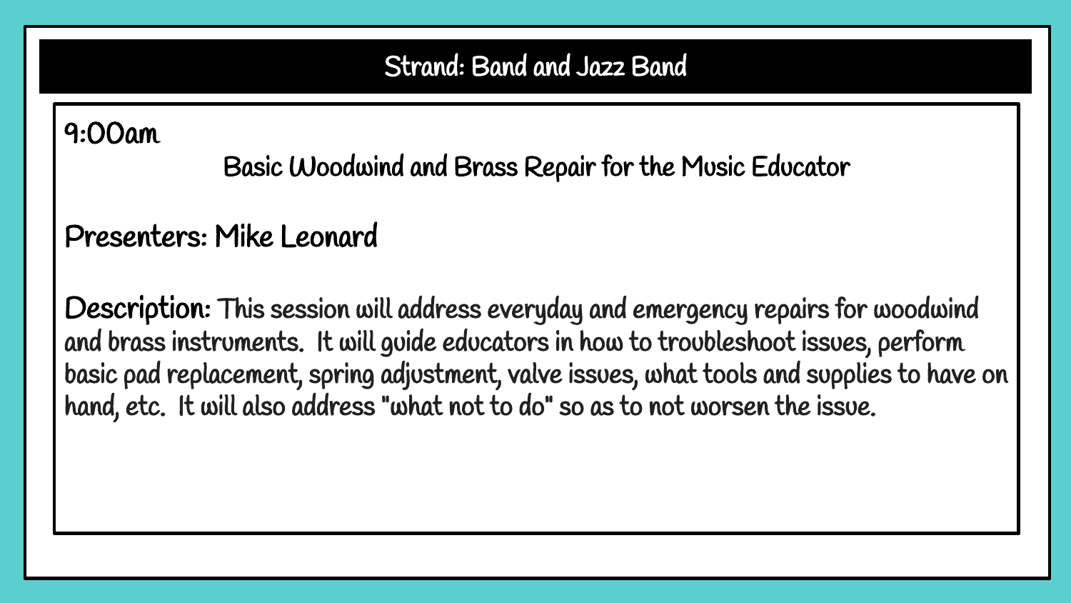## Strand: Band and Jazz Band

9:00am

**Basic Woodwind and Brass Repair for the Music Educator**

**Presenters:** Mike Leonard

**Description:** This session will address everyday and emergency repairs for woodwind and brass instruments. It will guide educators in how to troubleshoot issues, perform basic pad replacement, spring adjustment, valve issues, what tools and supplies to have on hand, etc. It will also address "what not to do" so as to not worsen the issue.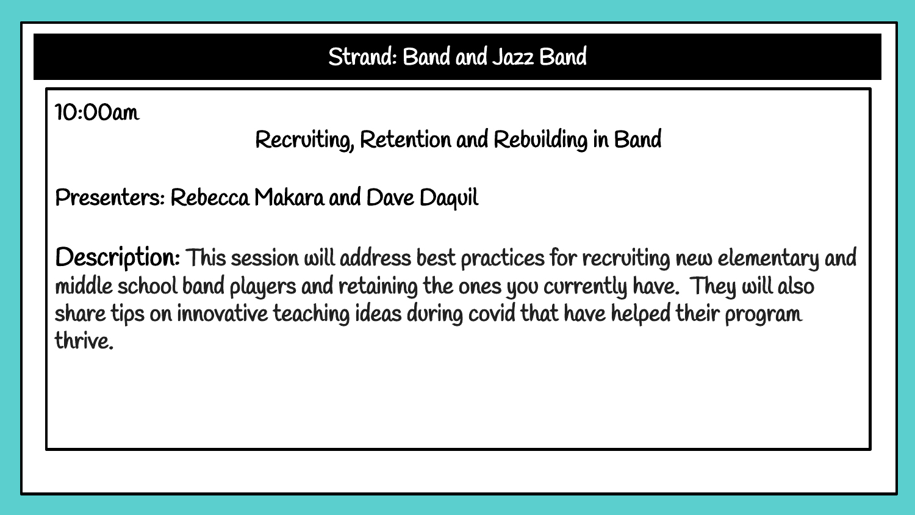# Strand: Band and Jazz Band

10:00am

## Recruiting, Retention and Rebuilding in Band

Presenters: Rebecca Makara and Dave Daquil

**Description:** This session will address best practices for recruiting new elementary and middle school band players and retaining the ones you currently have. They will also share tips on innovative teaching ideas during covid that have helped their program thrive.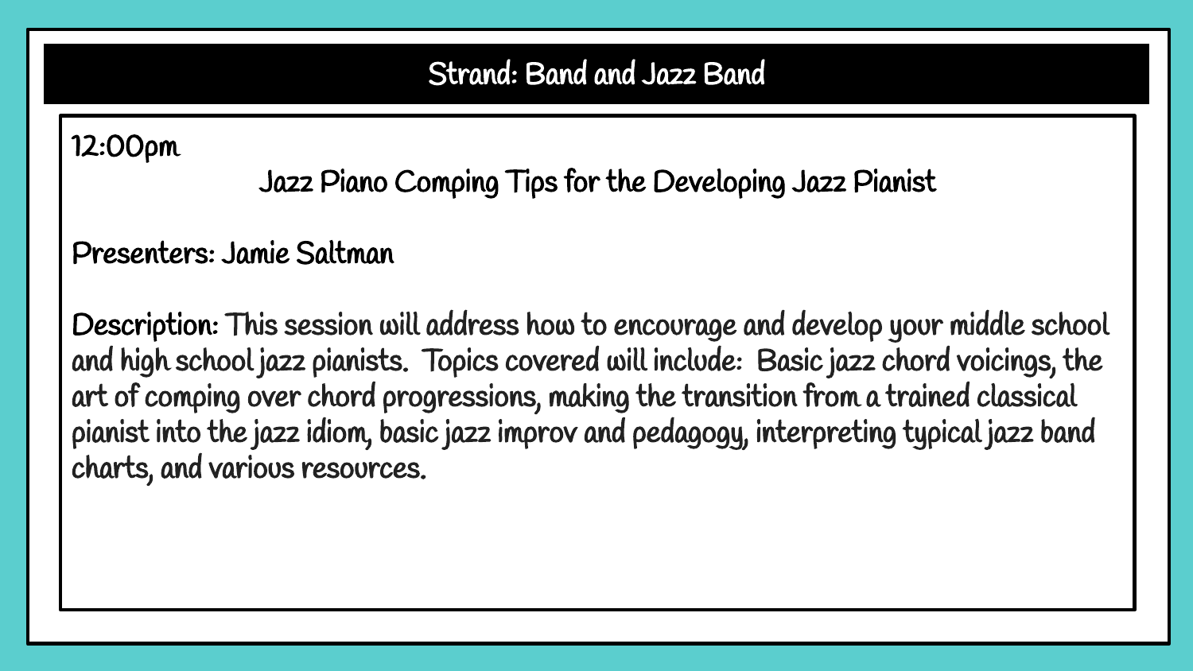## Strand: Band and Jazz Band

12:00pm

### Jazz Piano Comping Tips for the Developing Jazz Pianist

**Presenters:** Jamie Saltman

**Description:** This session will address how to encourage and develop your middle school and high school jazz pianists. Topics covered will include: Basic jazz chord voicings, the art of comping over chord progressions, making the transition from a trained classical pianist into the jazz idiom, basic jazz improv and pedagogy, interpreting typical jazz band charts, and various resources.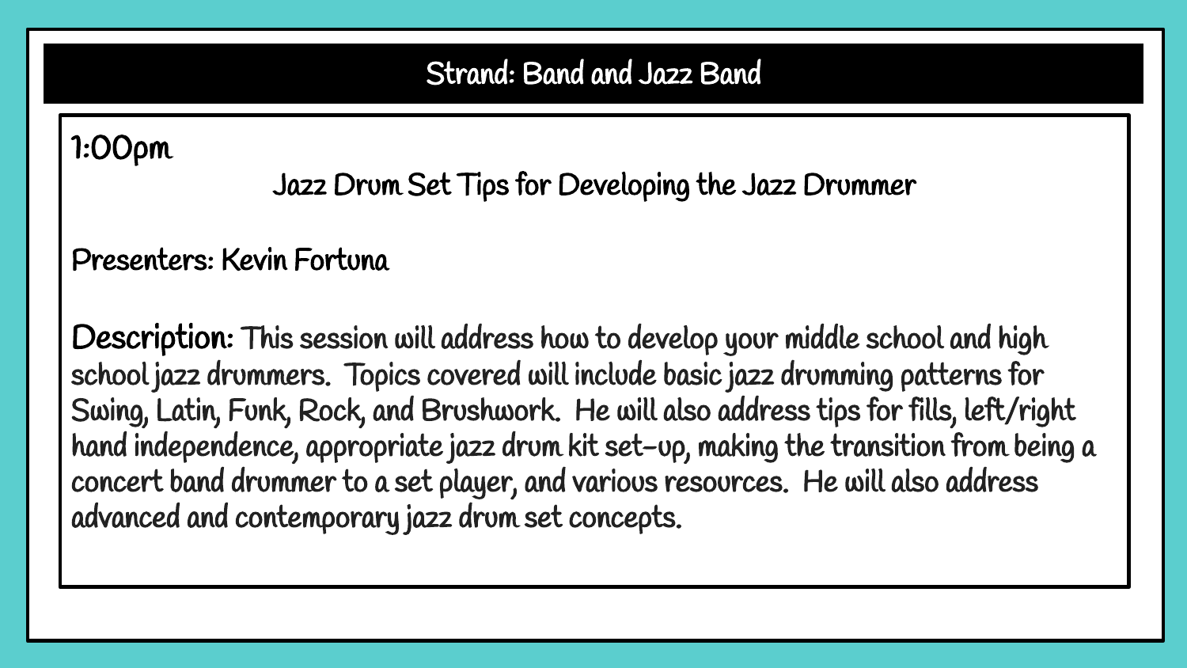# Strand: Band and Jazz Band

1:00pm

## Jazz Drum Set Tips for Developing the Jazz Drummer

Presenters: Kevin Fortuna

**Description:** This session will address how to develop your middle school and high school jazz drummers. Topics covered will include basic jazz drumming patterns for Swing, Latin, Funk, Rock, and Brushwork. He will also address tips for fills, left/right hand independence, appropriate jazz drum kit set-up, making the transition from being a concert band drummer to a set player, and various resources. He will also address advanced and contemporary jazz drum set concepts.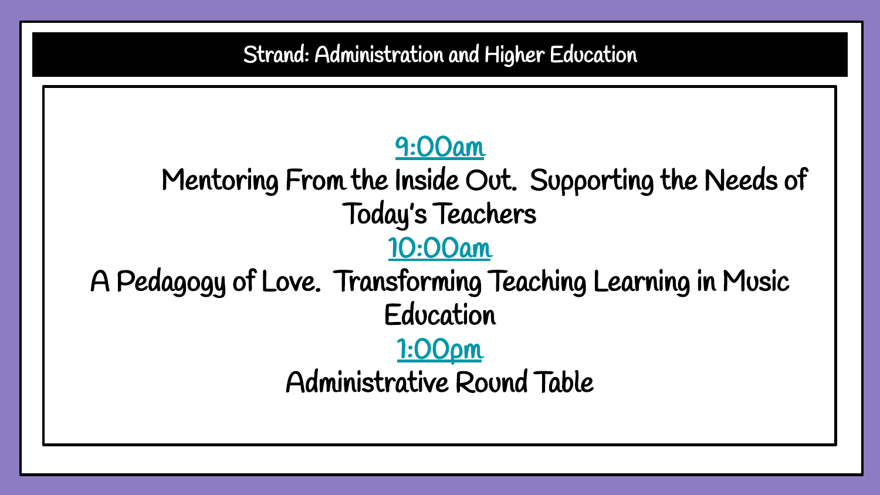## Strand: Administration and Higher Education

**9:00am**

Mentoring From the Inside Out. Supporting the Needs of Today's Teachers

**10:00am**

A Pedagogy of Love. Transforming Teaching Learning in Music Education

**1:00pm**

Administrative Round Table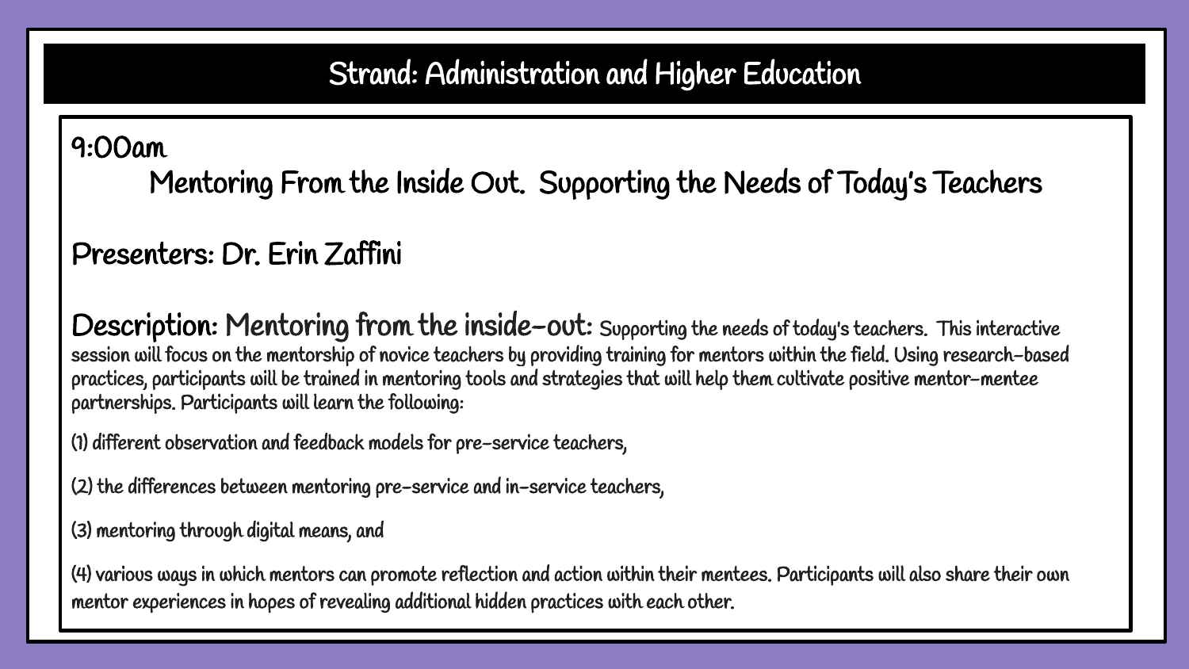# Strand: Administration and Higher Education

**9:00am**

## Mentoring From the Inside Out. Supporting the Needs of Today's Teachers

**Presenters:** Dr. Erin Zaffini

**Description:** **Mentoring from the inside-out:** Supporting the needs of today's teachers. This interactive session will focus on the mentorship of novice teachers by providing training for mentors within the field. Using research-based practices, participants will be trained in mentoring tools and strategies that will help them cultivate positive mentor-mentee partnerships. Participants will learn the following:

(1) different observation and feedback models for pre-service teachers,

(2) the differences between mentoring pre-service and in-service teachers,

(3) mentoring through digital means, and

(4) various ways in which mentors can promote reflection and action within their mentees. Participants will also share their own mentor experiences in hopes of revealing additional hidden practices with each other.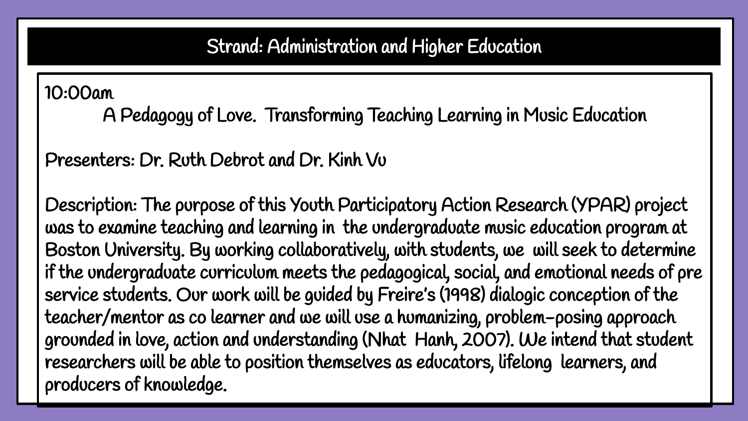## Strand: Administration and Higher Education

10:00am

A Pedagogy of Love. Transforming Teaching Learning in Music Education

Presenters: Dr. Ruth Debrot and Dr. Kinh Vu

Description: The purpose of this Youth Participatory Action Research (YPAR) project was to examine teaching and learning in the undergraduate music education program at Boston University. By working collaboratively, with students, we will seek to determine if the undergraduate curriculum meets the pedagogical, social, and emotional needs of pre service students. Our work will be guided by Freire's (1998) dialogic conception of the teacher/mentor as co learner and we will use a humanizing, problem-posing approach grounded in love, action and understanding (Nhat Hanh, 2007). We intend that student researchers will be able to position themselves as educators, lifelong learners, and producers of knowledge.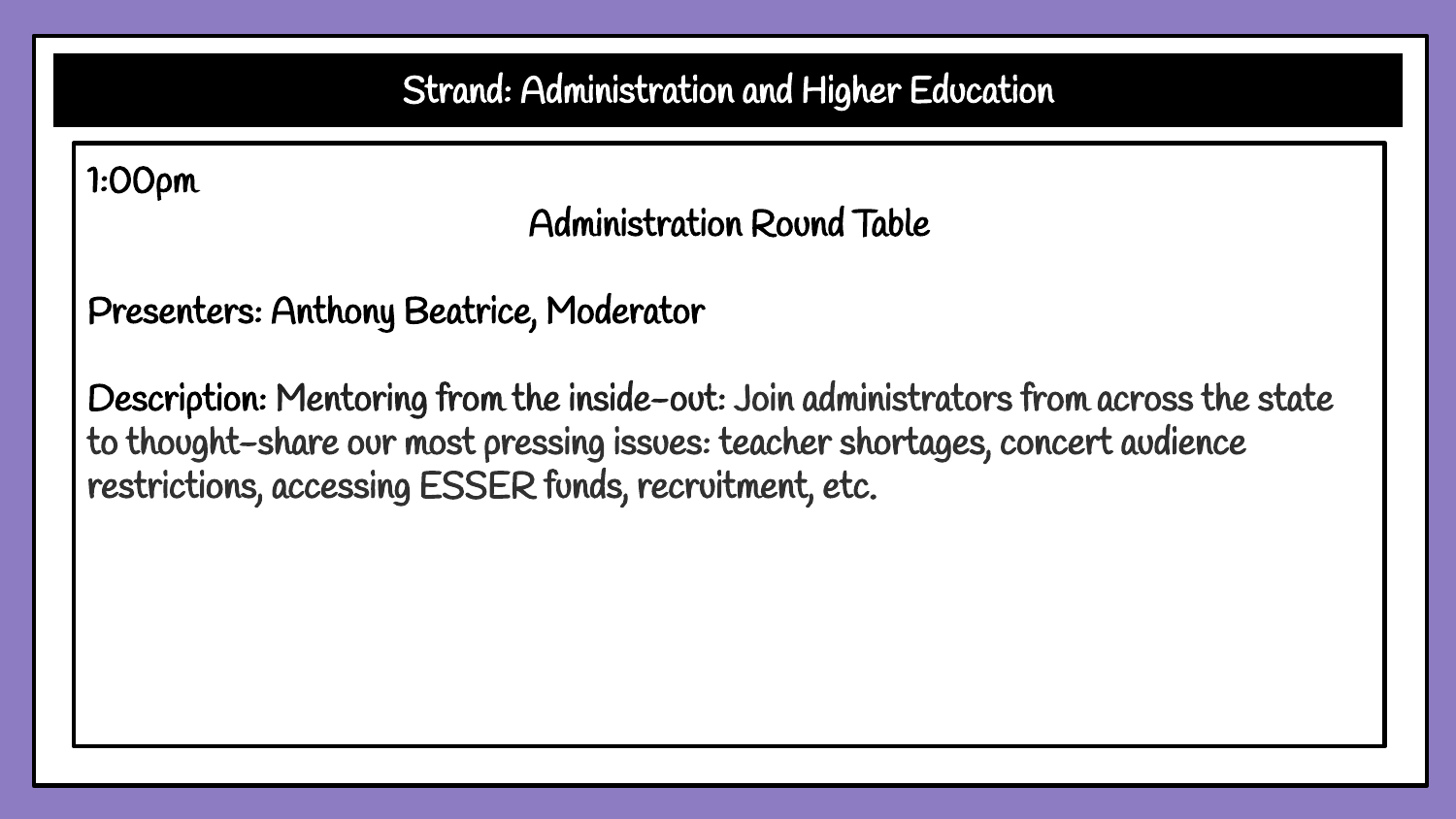## Strand: Administration and Higher Education

1:00pm

### Administration Round Table

**Presenters:** Anthony Beatrice, Moderator

**Description:** Mentoring from the inside-out: Join administrators from across the state to thought-share our most pressing issues: teacher shortages, concert audience restrictions, accessing ESSER funds, recruitment, etc.